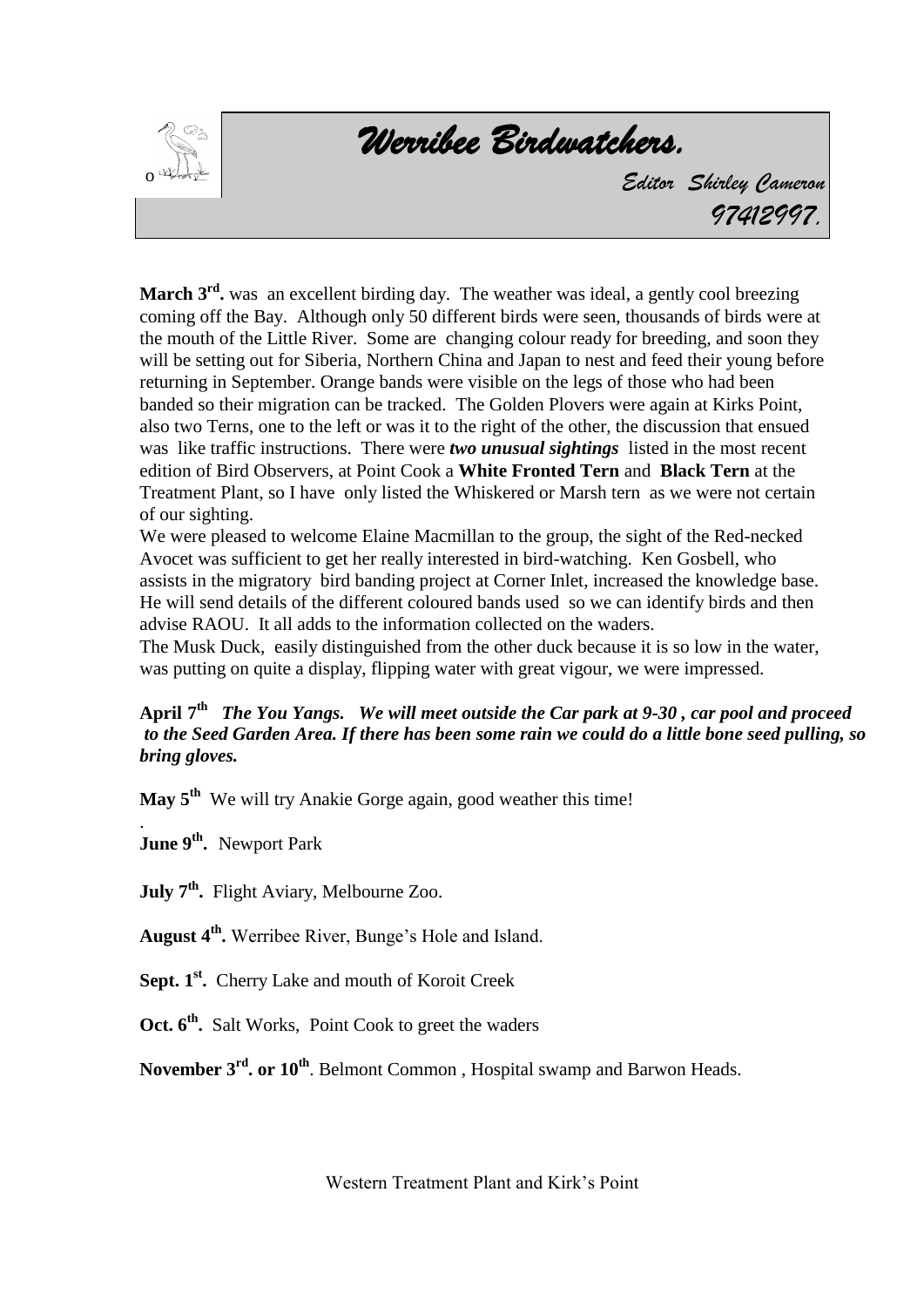# Werribee Birdwatchers.

*Editor Shirley Cameron*
*97412997.*

**March 3rd.** was an excellent birding day. The weather was ideal, a gently cool breezing coming off the Bay. Although only 50 different birds were seen, thousands of birds were at the mouth of the Little River. Some are changing colour ready for breeding, and soon they will be setting out for Siberia, Northern China and Japan to nest and feed their young before returning in September. Orange bands were visible on the legs of those who had been banded so their migration can be tracked. The Golden Plovers were again at Kirks Point, also two Terns, one to the left or was it to the right of the other, the discussion that ensued was like traffic instructions. There were ***two unusual sightings*** listed in the most recent edition of Bird Observers, at Point Cook a **White Fronted Tern** and **Black Tern** at the Treatment Plant, so I have only listed the Whiskered or Marsh tern as we were not certain of our sighting.

We were pleased to welcome Elaine Macmillan to the group, the sight of the Red-necked Avocet was sufficient to get her really interested in bird-watching. Ken Gosbell, who assists in the migratory bird banding project at Corner Inlet, increased the knowledge base. He will send details of the different coloured bands used so we can identify birds and then advise RAOU. It all adds to the information collected on the waders.

The Musk Duck, easily distinguished from the other duck because it is so low in the water, was putting on quite a display, flipping water with great vigour, we were impressed.

**April 7th** ***The You Yangs. We will meet outside the Car park at 9-30 , car pool and proceed to the Seed Garden Area. If there has been some rain we could do a little bone seed pulling, so bring gloves.***

**May 5th** We will try Anakie Gorge again, good weather this time!

**June 9th.** Newport Park

**July 7th.** Flight Aviary, Melbourne Zoo.

**August 4th.** Werribee River, Bunge's Hole and Island.

**Sept. 1st.** Cherry Lake and mouth of Koroit Creek

**Oct. 6th.** Salt Works, Point Cook to greet the waders

**November 3rd. or 10th**. Belmont Common , Hospital swamp and Barwon Heads.

Western Treatment Plant and Kirk's Point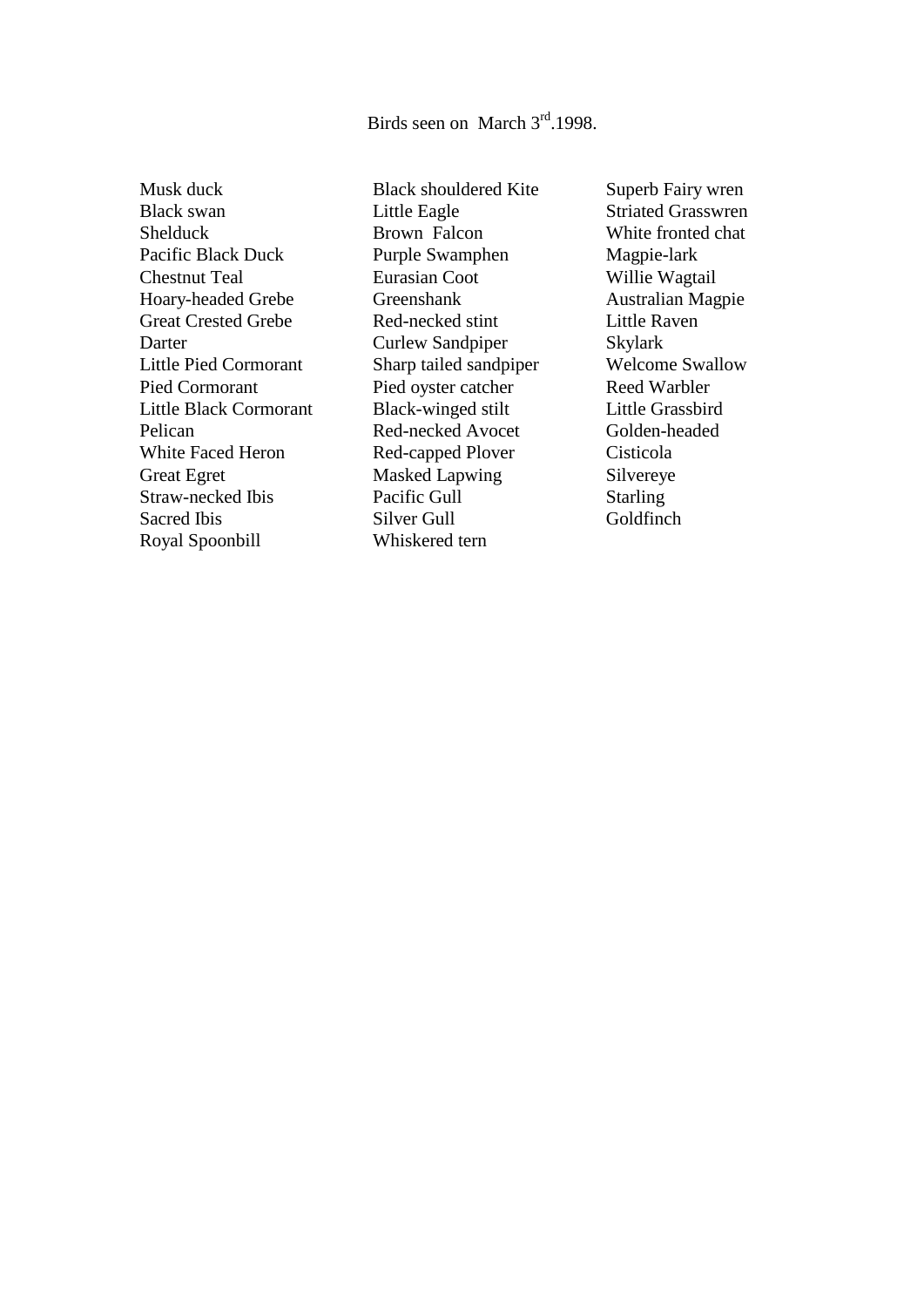Birds seen on March 3rd.1998.

Musk duck
Black swan
Shelduck
Pacific Black Duck
Chestnut Teal
Hoary-headed Grebe
Great Crested Grebe
Darter
Little Pied Cormorant
Pied Cormorant
Little Black Cormorant
Pelican
White Faced Heron
Great Egret
Straw-necked Ibis
Sacred Ibis
Royal Spoonbill

Black shouldered Kite
Little Eagle
Brown Falcon
Purple Swamphen
Eurasian Coot
Greenshank
Red-necked stint
Curlew Sandpiper
Sharp tailed sandpiper
Pied oyster catcher
Black-winged stilt
Red-necked Avocet
Red-capped Plover
Masked Lapwing
Pacific Gull
Silver Gull
Whiskered tern

Superb Fairy wren
Striated Grasswren
White fronted chat
Magpie-lark
Willie Wagtail
Australian Magpie
Little Raven
Skylark
Welcome Swallow
Reed Warbler
Little Grassbird
Golden-headed
Cisticola
Silvereye
Starling
Goldfinch